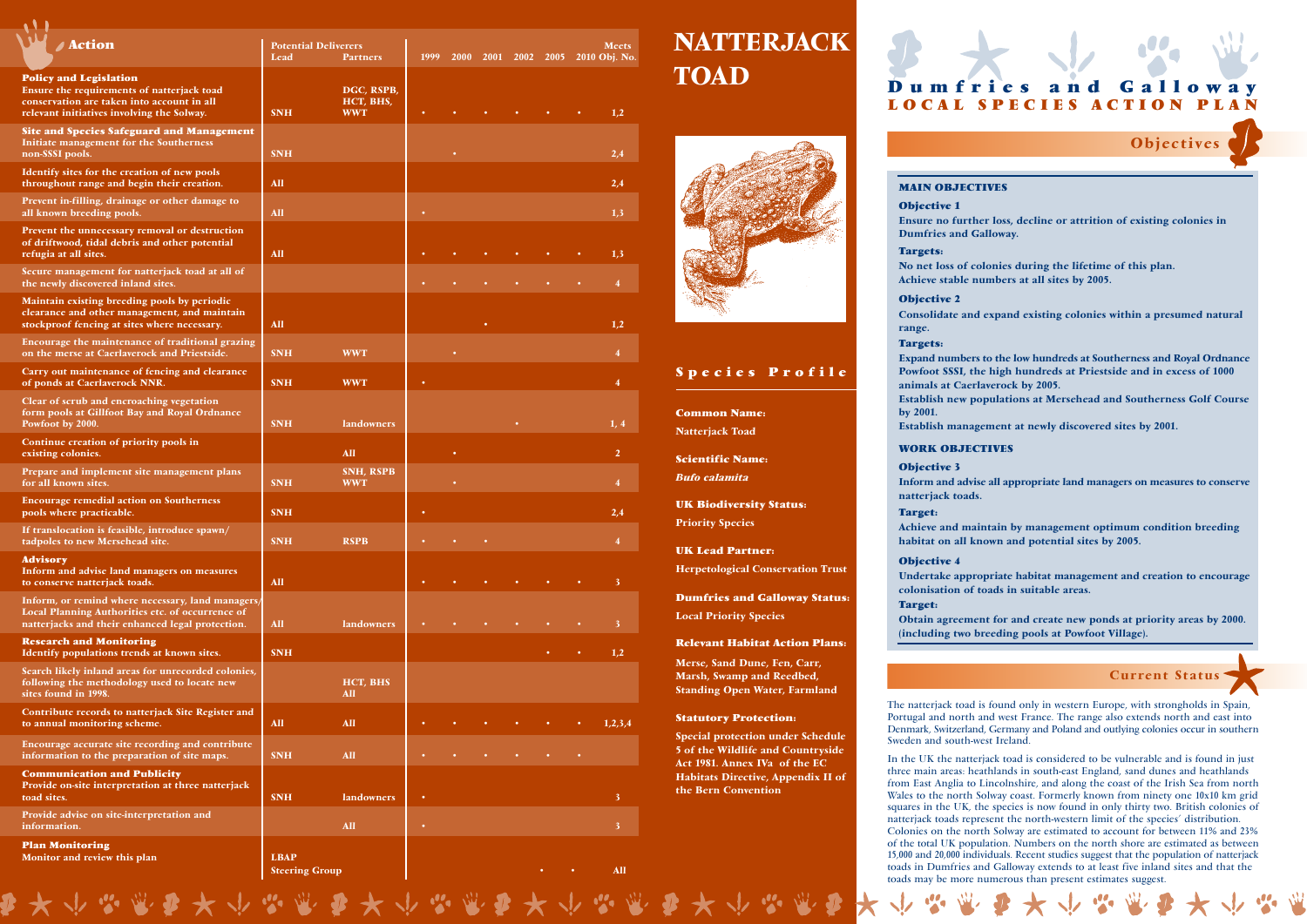# NATTERJACK TOAD

## Dumfries and Galloway LOCAL SPECIES ACTION PLAN

| Action | Potential Deliverers Lead | Partners | 1999 | 2000 | 2001 | 2002 | 2005 | 2010 | Meets Obj. No. |
|---|---|---|---|---|---|---|---|---|---|
| **Policy and Legislation** Ensure the requirements of natterjack toad conservation are taken into account in all relevant initiatives involving the Solway. | SNH | DGC, RSPB, HCT, BHS, WWT | • | • | • | • | • | • | 1,2 |
| **Site and Species Safeguard and Management** Initiate management for the Southerness non-SSSI pools. | SNH | | | • | | | | | 2,4 |
| Identify sites for the creation of new pools throughout range and begin their creation. | All | | | | | | | | 2,4 |
| Prevent in-filling, drainage or other damage to all known breeding pools. | All | | • | | | | | | 1,3 |
| Prevent the unnecessary removal or destruction of driftwood, tidal debris and other potential refugia at all sites. | All | | • | • | • | • | • | • | 1,3 |
| Secure management for natterjack toad at all of the newly discovered inland sites. | | | • | • | • | • | • | • | 4 |
| Maintain existing breeding pools by periodic clearance and other management, and maintain stockproof fencing at sites where necessary. | All | | | | • | | | | 1,2 |
| Encourage the maintenance of traditional grazing on the merse at Caerlaverock and Priestside. | SNH | WWT | | • | | | | | 4 |
| Carry out maintenance of fencing and clearance of ponds at Caerlaverock NNR. | SNH | WWT | • | | | | | | 4 |
| Clear of scrub and encroaching vegetation form pools at Gillfoot Bay and Royal Ordnance Powfoot by 2000. | SNH | landowners | | | | • | | | 1, 4 |
| Continue creation of priority pools in existing colonies. | | All | | • | | | | | 2 |
| Prepare and implement site management plans for all known sites. | SNH | SNH, RSPB WWT | | • | | | | | 4 |
| Encourage remedial action on Southerness pools where practicable. | SNH | | • | | | | | | 2,4 |
| If translocation is feasible, introduce spawn/ tadpoles to new Mersehead site. | SNH | RSPB | • | • | • | | | | 4 |
| **Advisory** Inform and advise land managers on measures to conserve natterjack toads. | All | | • | • | • | • | • | • | 3 |
| Inform, or remind where necessary, land managers/ Local Planning Authorities etc. of occurrence of natterjacks and their enhanced legal protection. | All | landowners | • | • | • | • | • | • | 3 |
| **Research and Monitoring** Identify populations trends at known sites. | SNH | | | | | | • | • | 1,2 |
| Search likely inland areas for unrecorded colonies, following the methodology used to locate new sites found in 1998. | | HCT, BHS All | | | | | | | |
| Contribute records to natterjack Site Register and to annual monitoring scheme. | All | All | • | • | • | • | • | • | 1,2,3,4 |
| Encourage accurate site recording and contribute information to the preparation of site maps. | SNH | All | • | • | • | • | • | | |
| **Communication and Publicity** Provide on-site interpretation at three natterjack toad sites. | SNH | landowners | • | | | | | | 3 |
| Provide advise on site-interpretation and information. | | All | • | | | | | | 3 |
| **Plan Monitoring** Monitor and review this plan | LBAP Steering Group | | | | | | • | • | All |

## Species Profile

**Common Name:**
Natterjack Toad

**Scientific Name:**
*Bufo calamita*

**UK Biodiversity Status:**
Priority Species

**UK Lead Partner:**
Herpetological Conservation Trust

**Dumfries and Galloway Status:**
Local Priority Species

**Relevant Habitat Action Plans:**
Merse, Sand Dune, Fen, Carr, Marsh, Swamp and Reedbed, Standing Open Water, Farmland

**Statutory Protection:**
Special protection under Schedule 5 of the Wildlife and Countryside Act 1981. Annex IVa of the EC Habitats Directive, Appendix II of the Bern Convention

## Objectives

### MAIN OBJECTIVES

**Objective 1**
Ensure no further loss, decline or attrition of existing colonies in Dumfries and Galloway.

**Targets:**
No net loss of colonies during the lifetime of this plan.
Achieve stable numbers at all sites by 2005.

**Objective 2**
Consolidate and expand existing colonies within a presumed natural range.

**Targets:**
Expand numbers to the low hundreds at Southerness and Royal Ordnance Powfoot SSSI, the high hundreds at Priestside and in excess of 1000 animals at Caerlaverock by 2005.
Establish new populations at Mersehead and Southerness Golf Course by 2001.
Establish management at newly discovered sites by 2001.

### WORK OBJECTIVES

**Objective 3**
Inform and advise all appropriate land managers on measures to conserve natterjack toads.

**Target:**
Achieve and maintain by management optimum condition breeding habitat on all known and potential sites by 2005.

**Objective 4**
Undertake appropriate habitat management and creation to encourage colonisation of toads in suitable areas.

**Target:**
Obtain agreement for and create new ponds at priority areas by 2000. (including two breeding pools at Powfoot Village).

## Current Status

The natterjack toad is found only in western Europe, with strongholds in Spain, Portugal and north and west France. The range also extends north and east into Denmark, Switzerland, Germany and Poland and outlying colonies occur in southern Sweden and south-west Ireland.

In the UK the natterjack toad is considered to be vulnerable and is found in just three main areas: heathlands in south-east England, sand dunes and heathlands from East Anglia to Lincolnshire, and along the coast of the Irish Sea from north Wales to the north Solway coast. Formerly known from ninety one 10x10 km grid squares in the UK, the species is now found in only thirty two. British colonies of natterjack toads represent the north-western limit of the species' distribution. Colonies on the north Solway are estimated to account for between 11% and 23% of the total UK population. Numbers on the north shore are estimated as between 15,000 and 20,000 individuals. Recent studies suggest that the population of natterjack toads in Dumfries and Galloway extends to at least five inland sites and that the toads may be more numerous than present estimates suggest.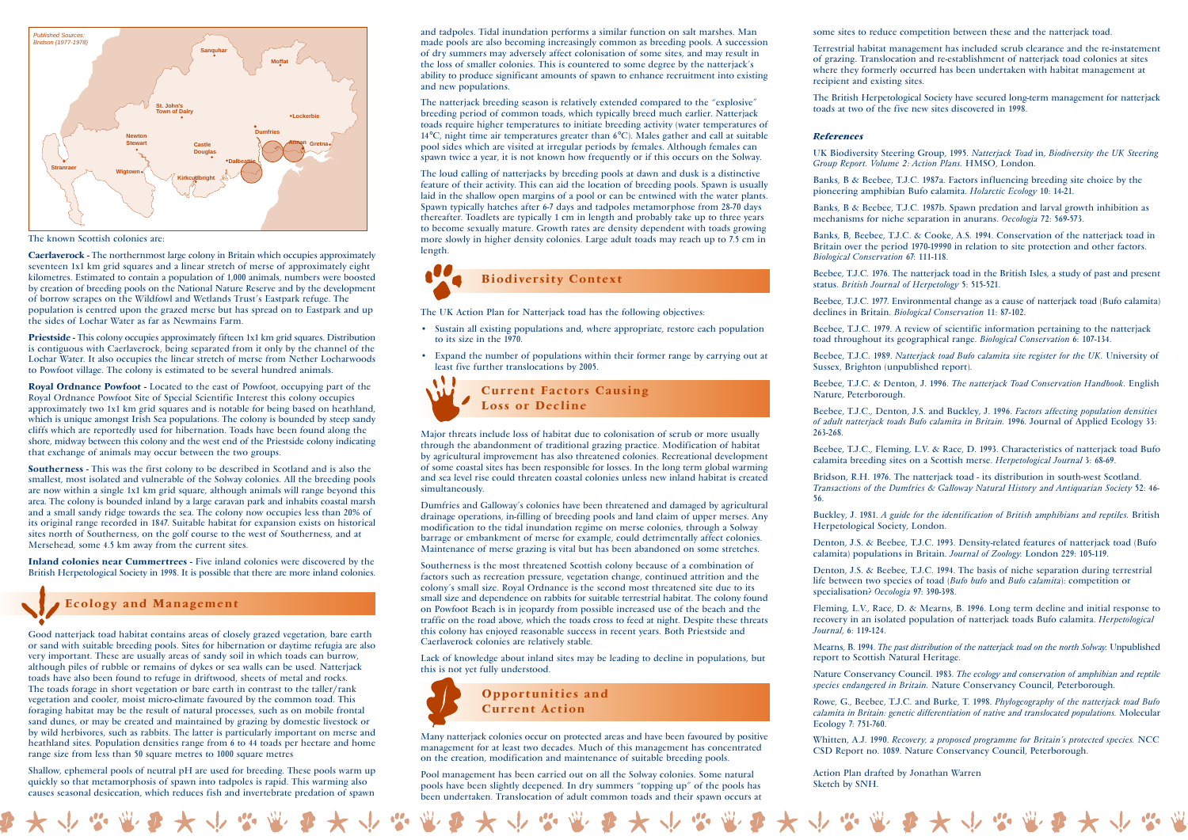Published Sources:
Bridson (1977-1978)

Sanquhar
Moffat
St. John's Town of Dalry
Lockerbie
Newton Stewart
Dumfries
Castle Douglas
Annan
Gretna
Dalbeattie
Stranraer
Wigtown
Kirkcudbright

The known Scottish colonies are:

**Caerlaverock -** The northernmost large colony in Britain which occupies approximately seventeen 1x1 km grid squares and a linear stretch of merse of approximately eight kilometres. Estimated to contain a population of 1,000 animals, numbers were boosted by creation of breeding pools on the National Nature Reserve and by the development of borrow scrapes on the Wildfowl and Wetlands Trust's Eastpark refuge. The population is centred upon the grazed merse but has spread on to Eastpark and up the sides of Lochar Water as far as Newmains Farm.

**Priestside -** This colony occupies approximately fifteen 1x1 km grid squares. Distribution is contiguous with Caerlaverock, being separated from it only by the channel of the Lochar Water. It also occupies the linear stretch of merse from Nether Locharwoods to Powfoot village. The colony is estimated to be several hundred animals.

**Royal Ordnance Powfoot -** Located to the east of Powfoot, occupying part of the Royal Ordnance Powfoot Site of Special Scientific Interest this colony occupies approximately two 1x1 km grid squares and is notable for being based on heathland, which is unique amongst Irish Sea populations. The colony is bounded by steep sandy cliffs which are reportedly used for hibernation. Toads have been found along the shore, midway between this colony and the west end of the Priestside colony indicating that exchange of animals may occur between the two groups.

**Southerness -** This was the first colony to be described in Scotland and is also the smallest, most isolated and vulnerable of the Solway colonies. All the breeding pools are now within a single 1x1 km grid square, although animals will range beyond this area. The colony is bounded inland by a large caravan park and inhabits coastal marsh and a small sandy ridge towards the sea. The colony now occupies less than 20% of its original range recorded in 1847. Suitable habitat for expansion exists on historical sites north of Southerness, on the golf course to the west of Southerness, and at Mersehead, some 4.5 km away from the current sites.

**Inland colonies near Cummertrees -** Five inland colonies were discovered by the British Herpetological Society in 1998. It is possible that there are more inland colonies.

## Ecology and Management

Good natterjack toad habitat contains areas of closely grazed vegetation, bare earth or sand with suitable breeding pools. Sites for hibernation or daytime refugia are also very important. These are usually areas of sandy soil in which toads can burrow, although piles of rubble or remains of dykes or sea walls can be used. Natterjack toads have also been found to refuge in driftwood, sheets of metal and rocks. The toads forage in short vegetation or bare earth in contrast to the taller/rank vegetation and cooler, moist micro-climate favoured by the common toad. This foraging habitat may be the result of natural processes, such as on mobile frontal sand dunes, or may be created and maintained by grazing by domestic livestock or by wild herbivores, such as rabbits. The latter is particularly important on merse and heathland sites. Population densities range from 6 to 44 toads per hectare and home range size from less than 50 square metres to 1000 square metres

Shallow, ephemeral pools of neutral pH are used for breeding. These pools warm up quickly so that metamorphosis of spawn into tadpoles is rapid. This warming also causes seasonal desiccation, which reduces fish and invertebrate predation of spawn and tadpoles. Tidal inundation performs a similar function on salt marshes. Man made pools are also becoming increasingly common as breeding pools. A succession of dry summers may adversely affect colonisation of some sites, and may result in the loss of smaller colonies. This is countered to some degree by the natterjack's ability to produce significant amounts of spawn to enhance recruitment into existing and new populations.

The natterjack breeding season is relatively extended compared to the "explosive" breeding period of common toads, which typically breed much earlier. Natterjack toads require higher temperatures to initiate breeding activity (water temperatures of 14°C, night time air temperatures greater than 6°C). Males gather and call at suitable pool sides which are visited at irregular periods by females. Although females can spawn twice a year, it is not known how frequently or if this occurs on the Solway.

The loud calling of natterjacks by breeding pools at dawn and dusk is a distinctive feature of their activity. This can aid the location of breeding pools. Spawn is usually laid in the shallow open margins of a pool or can be entwined with the water plants. Spawn typically hatches after 6-7 days and tadpoles metamorphose from 28-70 days thereafter. Toadlets are typically 1 cm in length and probably take up to three years to become sexually mature. Growth rates are density dependent with toads growing more slowly in higher density colonies. Large adult toads may reach up to 7.5 cm in length.

## Biodiversity Context

The UK Action Plan for Natterjack toad has the following objectives:

- Sustain all existing populations and, where appropriate, restore each population to its size in the 1970.
- Expand the number of populations within their former range by carrying out at least five further translocations by 2005.

## Current Factors Causing Loss or Decline

Major threats include loss of habitat due to colonisation of scrub or more usually through the abandonment of traditional grazing practice. Modification of habitat by agricultural improvement has also threatened colonies. Recreational development of some coastal sites has been responsible for losses. In the long term global warming and sea level rise could threaten coastal colonies unless new inland habitat is created simultaneously.

Dumfries and Galloway's colonies have been threatened and damaged by agricultural drainage operations, in-filling of breeding pools and land claim of upper merses. Any modification to the tidal inundation regime on merse colonies, through a Solway barrage or embankment of merse for example, could detrimentally affect colonies. Maintenance of merse grazing is vital but has been abandoned on some stretches.

Southerness is the most threatened Scottish colony because of a combination of factors such as recreation pressure, vegetation change, continued attrition and the colony's small size. Royal Ordnance is the second most threatened site due to its small size and dependence on rabbits for suitable terrestrial habitat. The colony found on Powfoot Beach is in jeopardy from possible increased use of the beach and the traffic on the road above, which the toads cross to feed at night. Despite these threats this colony has enjoyed reasonable success in recent years. Both Priestside and Caerlaverock colonies are relatively stable.

Lack of knowledge about inland sites may be leading to decline in populations, but this is not yet fully understood.

## Opportunities and Current Action

Many natterjack colonies occur on protected areas and have been favoured by positive management for at least two decades. Much of this management has concentrated on the creation, modification and maintenance of suitable breeding pools.

Pool management has been carried out on all the Solway colonies. Some natural pools have been slightly deepened. In dry summers "topping up" of the pools has been undertaken. Translocation of adult common toads and their spawn occurs at some sites to reduce competition between these and the natterjack toad.

Terrestrial habitat management has included scrub clearance and the re-instatement of grazing. Translocation and re-establishment of natterjack toad colonies at sites where they formerly occurred has been undertaken with habitat management at recipient and existing sites.

The British Herpetological Society have secured long-term management for natterjack toads at two of the five new sites discovered in 1998.

### *References*

UK Biodiversity Steering Group, 1995. *Natterjack Toad* in, *Biodiversity the UK Steering Group Report. Volume 2: Action Plans.* HMSO, London.

Banks, B & Beebee, T.J.C. 1987a. Factors influencing breeding site choice by the pioneering amphibian Bufo calamita. *Holarctic Ecology* 10: 14-21.

Banks, B & Beebee, T.J.C. 1987b. Spawn predation and larval growth inhibition as mechanisms for niche separation in anurans. *Oecologia* 72: 569-573.

Banks, B, Beebee, T.J.C. & Cooke, A.S. 1994. Conservation of the natterjack toad in Britain over the period 1970-19990 in relation to site protection and other factors. *Biological Conservation* 67: 111-118.

Beebee, T.J.C. 1976. The natterjack toad in the British Isles, a study of past and present status. *British Journal of Herpetology* 5: 515-521.

Beebee, T.J.C. 1977. Environmental change as a cause of natterjack toad (Bufo calamita) declines in Britain. *Biological Conservation* 11: 87-102.

Beebee, T.J.C. 1979. A review of scientific information pertaining to the natterjack toad throughout its geographical range. *Biological Conservation* 6: 107-134.

Beebee, T.J.C. 1989. *Natterjack toad Bufo calamita site register for the UK.* University of Sussex, Brighton (unpublished report).

Beebee, T.J.C. & Denton, J. 1996. *The natterjack Toad Conservation Handbook.* English Nature, Peterborough.

Beebee, T.J.C., Denton, J.S. and Buckley, J. 1996. *Factors affecting population densities of adult natterjack toads Bufo calamita in Britain.* 1996. Journal of Applied Ecology 33: 263-268.

Beebee, T.J.C., Fleming, L.V. & Race, D. 1993. Characteristics of natterjack toad Bufo calamita breeding sites on a Scottish merse. *Herpetological Journal* 3: 68-69.

Bridson, R.H. 1976. The natterjack toad - its distribution in south-west Scotland. *Transactions of the Dumfries & Galloway Natural History and Antiquarian Society* 52: 46-56.

Buckley, J. 1981. *A guide for the identification of British amphibians and reptiles.* British Herpetological Society, London.

Denton, J.S. & Beebee, T.J.C. 1993. Density-related features of natterjack toad (Bufo calamita) populations in Britain. *Journal of Zoology.* London 229: 105-119.

Denton, J.S. & Beebee, T.J.C. 1994. The basis of niche separation during terrestrial life between two species of toad (*Bufo bufo* and *Bufo calamita*): competition or specialisation? *Oecologia* 97: 390-398.

Fleming, L.V., Race, D. & Mearns, B. 1996. Long term decline and initial response to recovery in an isolated population of natterjack toads Bufo calamita. *Herpetological Journal,* 6: 119-124.

Mearns, B. 1994. *The past distribution of the natterjack toad on the north Solway.* Unpublished report to Scottish Natural Heritage.

Nature Conservancy Council. 1983. *The ecology and conservation of amphibian and reptile species endangered in Britain.* Nature Conservancy Council, Peterborough.

Rowe, G., Beebee, T.J.C. and Burke, T. 1998. *Phylogeography of the natterjack toad Bufo calamita in Britain: genetic differentiation of native and translocated populations.* Molecular Ecology 7: 751-760.

Whitten, A.J. 1990. *Recovery, a proposed programme for Britain's protected species.* NCC CSD Report no. 1089. Nature Conservancy Council, Peterborough.

Action Plan drafted by Jonathan Warren
Sketch by SNH.